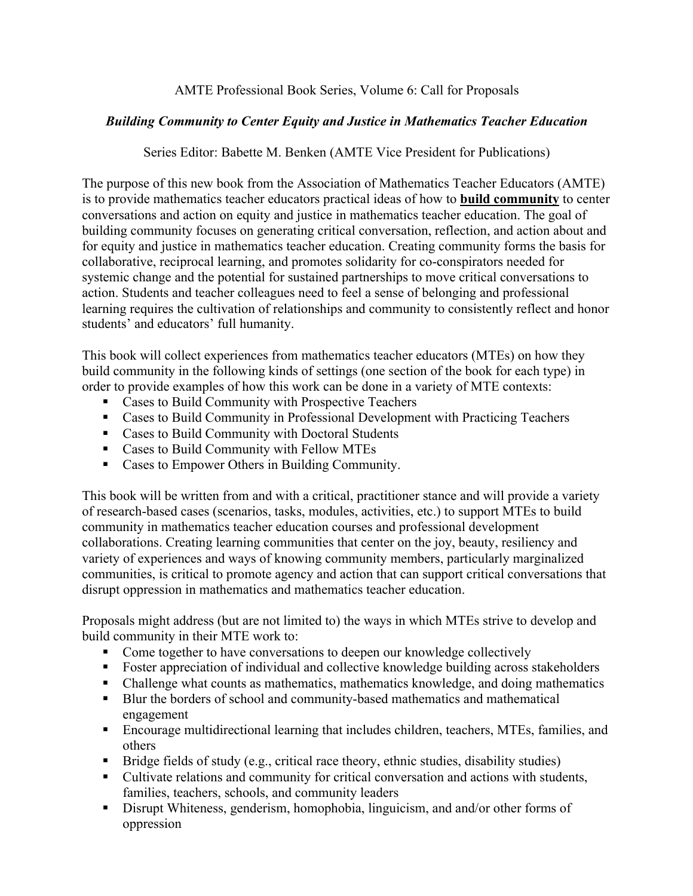# AMTE Professional Book Series, Volume 6: Call for Proposals

## *Building Community to Center Equity and Justice in Mathematics Teacher Education*

Series Editor: Babette M. Benken (AMTE Vice President for Publications)

The purpose of this new book from the Association of Mathematics Teacher Educators (AMTE) is to provide mathematics teacher educators practical ideas of how to **build community** to center conversations and action on equity and justice in mathematics teacher education. The goal of building community focuses on generating critical conversation, reflection, and action about and for equity and justice in mathematics teacher education. Creating community forms the basis for collaborative, reciprocal learning, and promotes solidarity for co-conspirators needed for systemic change and the potential for sustained partnerships to move critical conversations to action. Students and teacher colleagues need to feel a sense of belonging and professional learning requires the cultivation of relationships and community to consistently reflect and honor students' and educators' full humanity.

This book will collect experiences from mathematics teacher educators (MTEs) on how they build community in the following kinds of settings (one section of the book for each type) in order to provide examples of how this work can be done in a variety of MTE contexts:

- Cases to Build Community with Prospective Teachers
- Cases to Build Community in Professional Development with Practicing Teachers
- Cases to Build Community with Doctoral Students
- Cases to Build Community with Fellow MTEs
- Cases to Empower Others in Building Community.

This book will be written from and with a critical, practitioner stance and will provide a variety of research-based cases (scenarios, tasks, modules, activities, etc.) to support MTEs to build community in mathematics teacher education courses and professional development collaborations. Creating learning communities that center on the joy, beauty, resiliency and variety of experiences and ways of knowing community members, particularly marginalized communities, is critical to promote agency and action that can support critical conversations that disrupt oppression in mathematics and mathematics teacher education.

Proposals might address (but are not limited to) the ways in which MTEs strive to develop and build community in their MTE work to:

- Come together to have conversations to deepen our knowledge collectively
- Foster appreciation of individual and collective knowledge building across stakeholders
- Challenge what counts as mathematics, mathematics knowledge, and doing mathematics
- Blur the borders of school and community-based mathematics and mathematical engagement
- Encourage multidirectional learning that includes children, teachers, MTEs, families, and others
- Bridge fields of study (e.g., critical race theory, ethnic studies, disability studies)
- Cultivate relations and community for critical conversation and actions with students, families, teachers, schools, and community leaders
- Disrupt Whiteness, genderism, homophobia, linguicism, and and/or other forms of oppression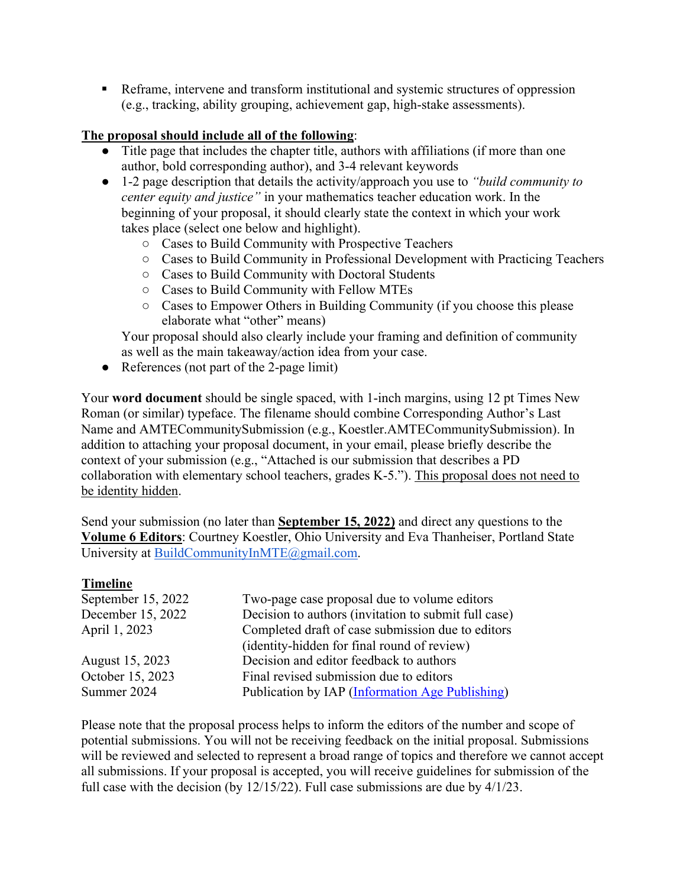- Reframe, intervene and transform institutional and systemic structures of oppression (e.g., tracking, ability grouping, achievement gap, high-stake assessments).

**The proposal should include all of the following**:

- Title page that includes the chapter title, authors with affiliations (if more than one author, bold corresponding author), and 3-4 relevant keywords
- 1-2 page description that details the activity/approach you use to *"build community to center equity and justice"* in your mathematics teacher education work. In the beginning of your proposal, it should clearly state the context in which your work takes place (select one below and highlight).
  - Cases to Build Community with Prospective Teachers
  - Cases to Build Community in Professional Development with Practicing Teachers
  - Cases to Build Community with Doctoral Students
  - Cases to Build Community with Fellow MTEs
  - Cases to Empower Others in Building Community (if you choose this please elaborate what "other" means)

  Your proposal should also clearly include your framing and definition of community as well as the main takeaway/action idea from your case.
- References (not part of the 2-page limit)

Your **word document** should be single spaced, with 1-inch margins, using 12 pt Times New Roman (or similar) typeface. The filename should combine Corresponding Author's Last Name and AMTECommunitySubmission (e.g., Koestler.AMTECommunitySubmission). In addition to attaching your proposal document, in your email, please briefly describe the context of your submission (e.g., "Attached is our submission that describes a PD collaboration with elementary school teachers, grades K-5."). This proposal does not need to be identity hidden.

Send your submission (no later than **September 15, 2022)** and direct any questions to the **Volume 6 Editors**: Courtney Koestler, Ohio University and Eva Thanheiser, Portland State University at BuildCommunityInMTE@gmail.com.

**Timeline**

| | |
|---|---|
| September 15, 2022 | Two-page case proposal due to volume editors |
| December 15, 2022 | Decision to authors (invitation to submit full case) |
| April 1, 2023 | Completed draft of case submission due to editors (identity-hidden for final round of review) |
| August 15, 2023 | Decision and editor feedback to authors |
| October 15, 2023 | Final revised submission due to editors |
| Summer 2024 | Publication by IAP (Information Age Publishing) |

Please note that the proposal process helps to inform the editors of the number and scope of potential submissions. You will not be receiving feedback on the initial proposal. Submissions will be reviewed and selected to represent a broad range of topics and therefore we cannot accept all submissions. If your proposal is accepted, you will receive guidelines for submission of the full case with the decision (by 12/15/22). Full case submissions are due by 4/1/23.